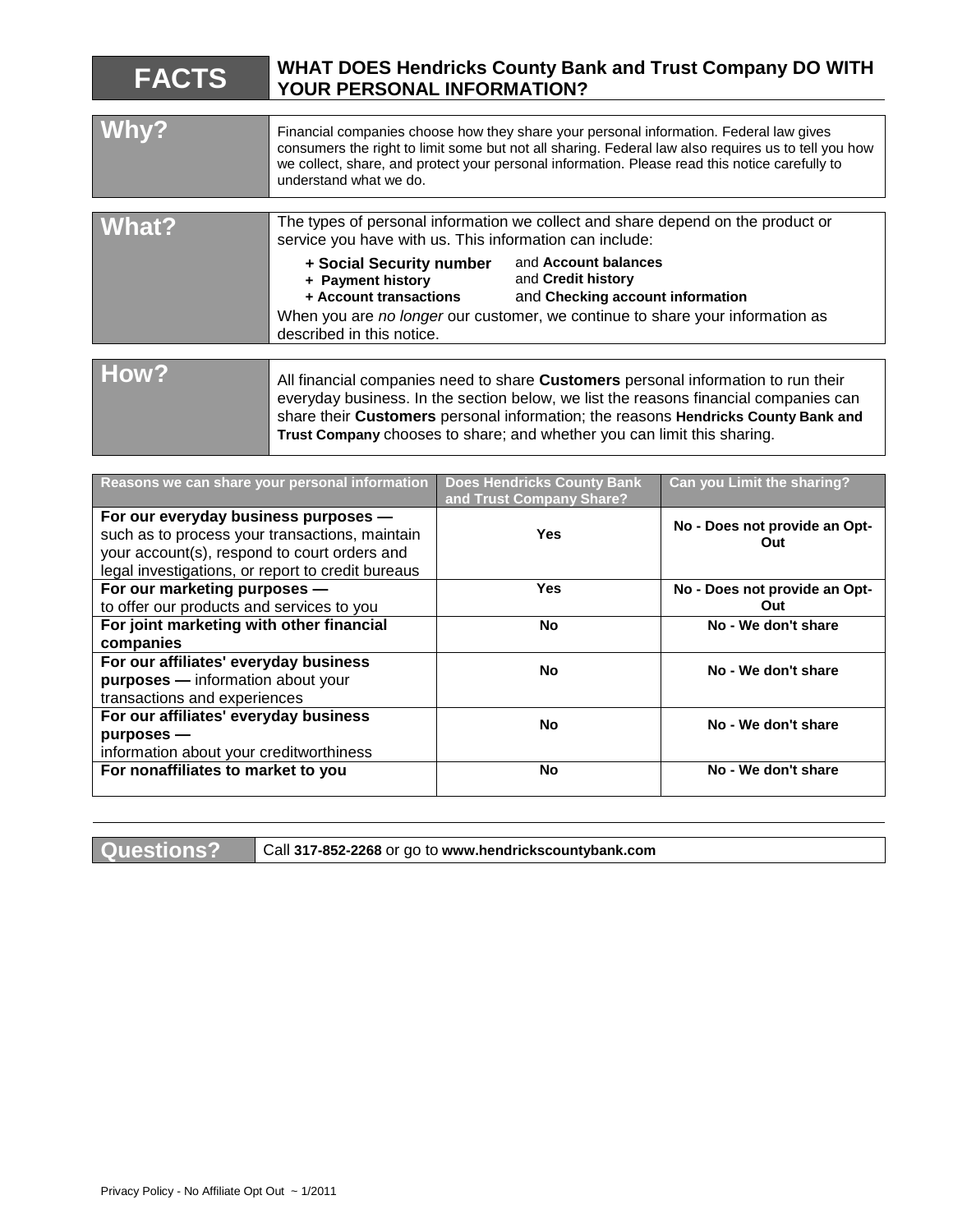# FACTS

## WHAT DOES Hendricks County Bank and Trust Company DO WITH YOUR PERSONAL INFORMATION?

| | |
|---|---|
| **Why?** | Financial companies choose how they share your personal information. Federal law gives consumers the right to limit some but not all sharing. Federal law also requires us to tell you how we collect, share, and protect your personal information. Please read this notice carefully to understand what we do. |
| **What?** | The types of personal information we collect and share depend on the product or service you have with us. This information can include:<br>**+ Social Security number** and **Account balances**<br>**+ Payment history** and **Credit history**<br>**+ Account transactions** and **Checking account information**<br>When you are *no longer* our customer, we continue to share your information as described in this notice. |
| **How?** | All financial companies need to share **Customers** personal information to run their everyday business. In the section below, we list the reasons financial companies can share their **Customers** personal information; the reasons **Hendricks County Bank and Trust Company** chooses to share; and whether you can limit this sharing. |

| Reasons we can share your personal information | Does Hendricks County Bank and Trust Company Share? | Can you Limit the sharing? |
|---|---|---|
| **For our everyday business purposes —** such as to process your transactions, maintain your account(s), respond to court orders and legal investigations, or report to credit bureaus | **Yes** | **No - Does not provide an Opt-Out** |
| **For our marketing purposes —** to offer our products and services to you | **Yes** | **No - Does not provide an Opt-Out** |
| **For joint marketing with other financial companies** | **No** | **No - We don't share** |
| **For our affiliates' everyday business purposes —** information about your transactions and experiences | **No** | **No - We don't share** |
| **For our affiliates' everyday business purposes —** information about your creditworthiness | **No** | **No - We don't share** |
| **For nonaffiliates to market to you** | **No** | **No - We don't share** |

| | |
|---|---|
| **Questions?** | Call **317-852-2268** or go to **www.hendrickscountybank.com** |

Privacy Policy - No Affiliate Opt Out ~ 1/2011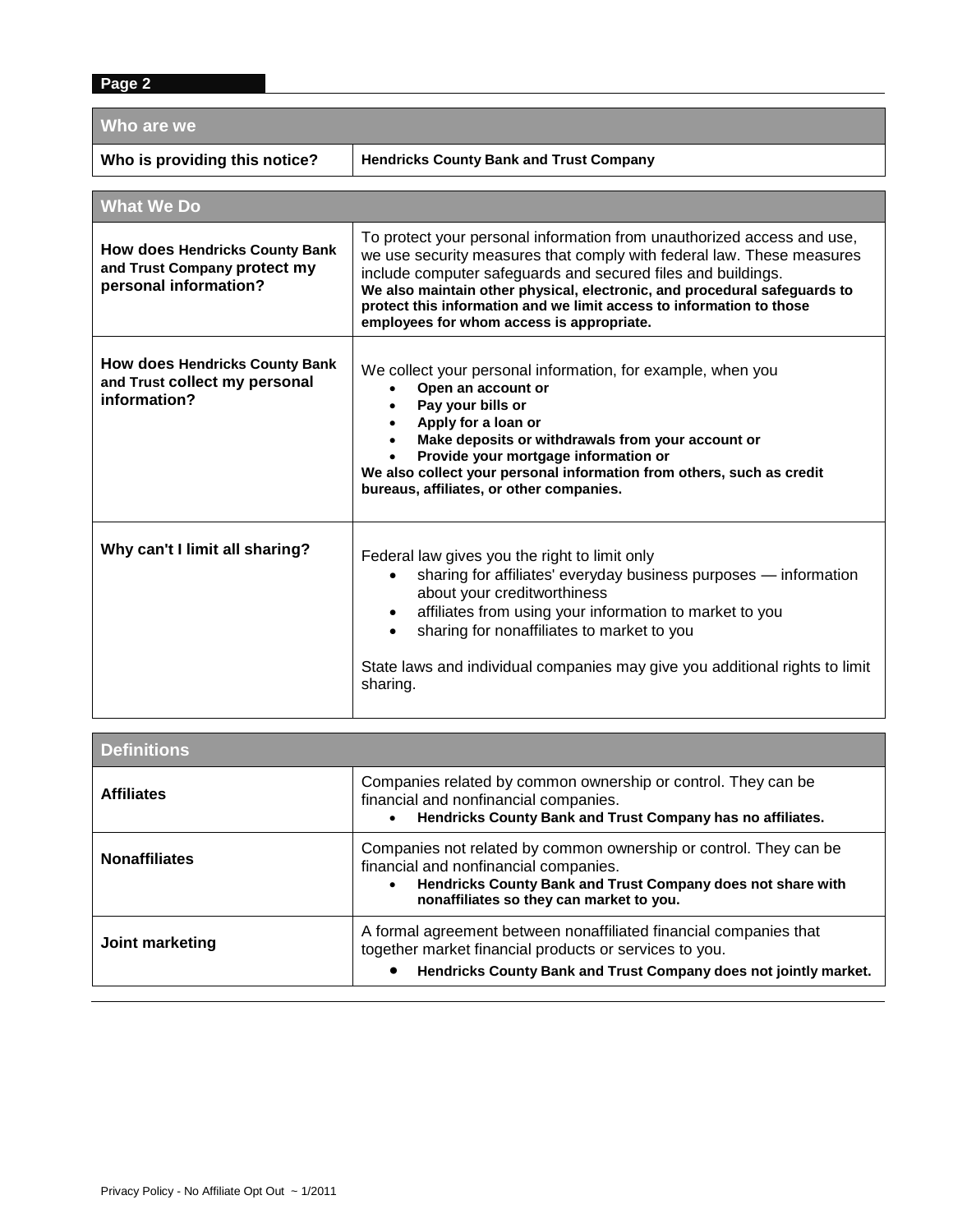| Who are we | |
|---|---|
| **Who is providing this notice?** | **Hendricks County Bank and Trust Company** |

| What We Do | |
|---|---|
| **How does Hendricks County Bank and Trust Company protect my personal information?** | To protect your personal information from unauthorized access and use, we use security measures that comply with federal law. These measures include computer safeguards and secured files and buildings. **We also maintain other physical, electronic, and procedural safeguards to protect this information and we limit access to information to those employees for whom access is appropriate.** |
| **How does Hendricks County Bank and Trust collect my personal information?** | We collect your personal information, for example, when you<br>• **Open an account or**<br>• **Pay your bills or**<br>• **Apply for a loan or**<br>• **Make deposits or withdrawals from your account or**<br>• **Provide your mortgage information or**<br>**We also collect your personal information from others, such as credit bureaus, affiliates, or other companies.** |
| **Why can't I limit all sharing?** | Federal law gives you the right to limit only<br>• sharing for affiliates' everyday business purposes — information about your creditworthiness<br>• affiliates from using your information to market to you<br>• sharing for nonaffiliates to market to you<br><br>State laws and individual companies may give you additional rights to limit sharing. |

| Definitions | |
|---|---|
| **Affiliates** | Companies related by common ownership or control. They can be financial and nonfinancial companies.<br>• **Hendricks County Bank and Trust Company has no affiliates.** |
| **Nonaffiliates** | Companies not related by common ownership or control. They can be financial and nonfinancial companies.<br>• **Hendricks County Bank and Trust Company does not share with nonaffiliates so they can market to you.** |
| **Joint marketing** | A formal agreement between nonaffiliated financial companies that together market financial products or services to you.<br>• **Hendricks County Bank and Trust Company does not jointly market.** |

Privacy Policy - No Affiliate Opt Out ~ 1/2011